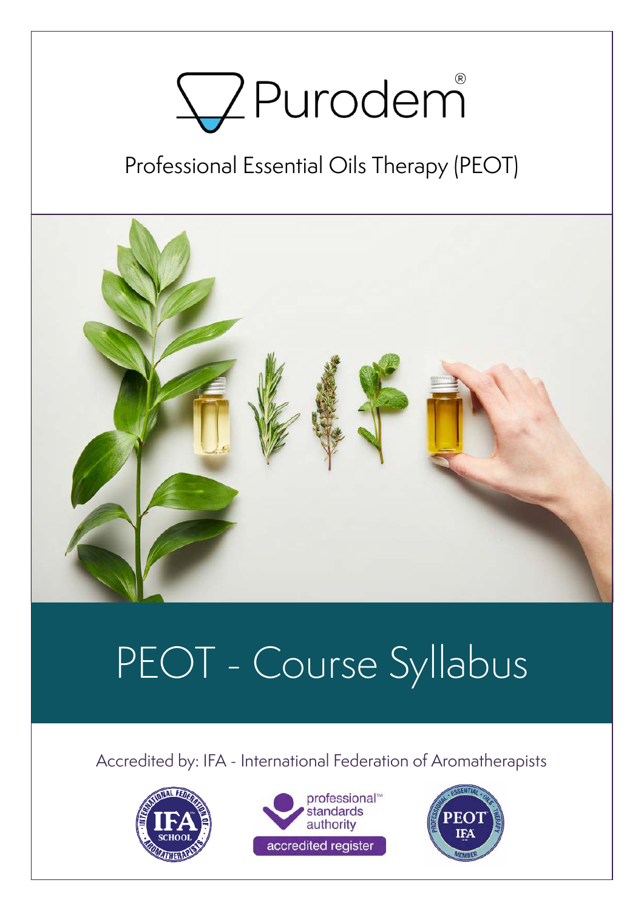# Purodem®

Professional Essential Oils Therapy (PEOT)

# PEOT - Course Syllabus

Accredited by: IFA - International Federation of Aromatherapists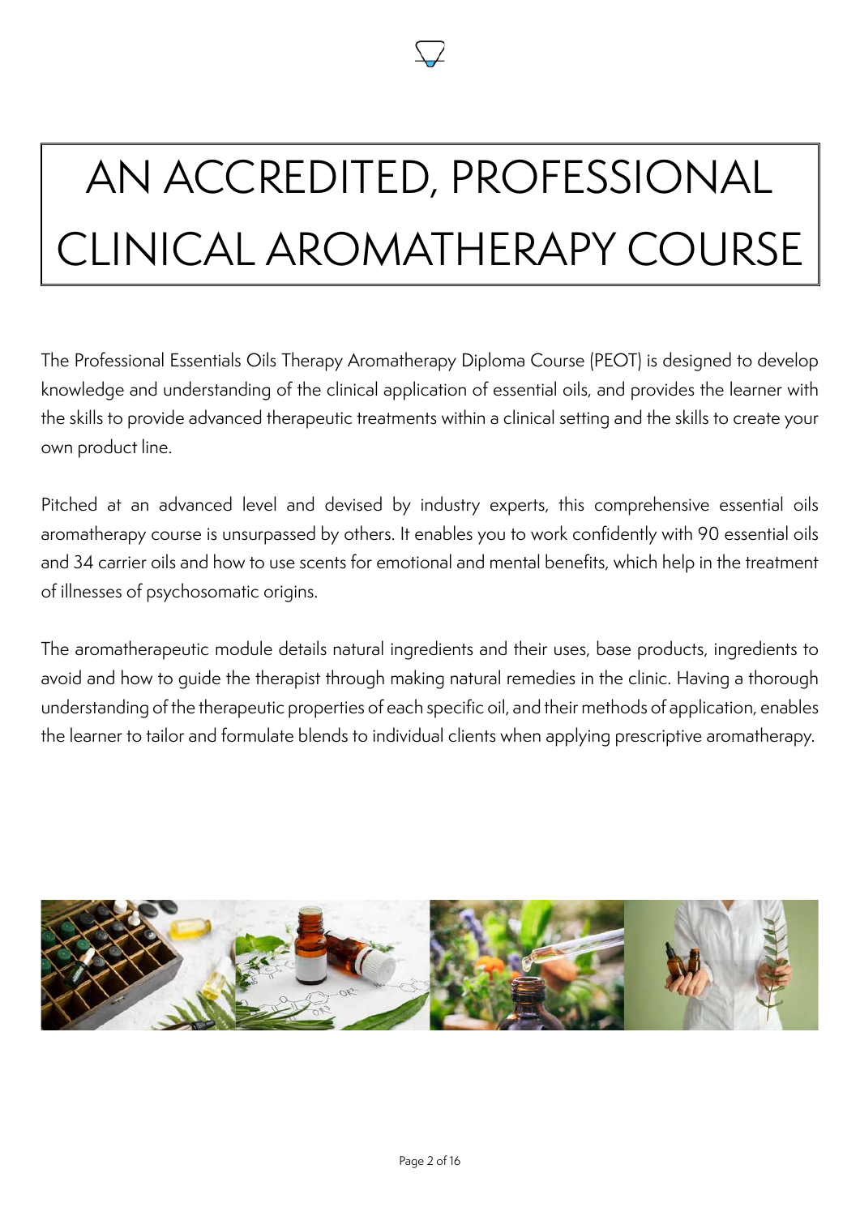# AN ACCREDITED, PROFESSIONAL CLINICAL AROMATHERAPY COURSE

The Professional Essentials Oils Therapy Aromatherapy Diploma Course (PEOT) is designed to develop knowledge and understanding of the clinical application of essential oils, and provides the learner with the skills to provide advanced therapeutic treatments within a clinical setting and the skills to create your own product line.

Pitched at an advanced level and devised by industry experts, this comprehensive essential oils aromatherapy course is unsurpassed by others. It enables you to work confidently with 90 essential oils and 34 carrier oils and how to use scents for emotional and mental benefits, which help in the treatment of illnesses of psychosomatic origins.

The aromatherapeutic module details natural ingredients and their uses, base products, ingredients to avoid and how to guide the therapist through making natural remedies in the clinic. Having a thorough understanding of the therapeutic properties of each specific oil, and their methods of application, enables the learner to tailor and formulate blends to individual clients when applying prescriptive aromatherapy.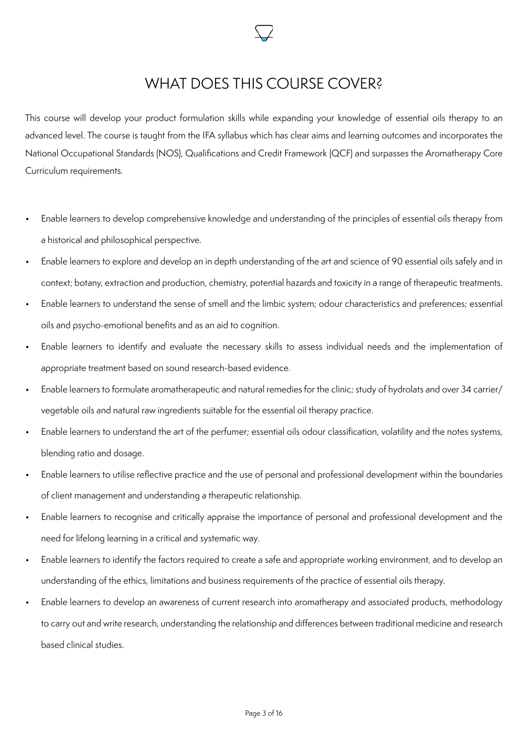# WHAT DOES THIS COURSE COVER?

This course will develop your product formulation skills while expanding your knowledge of essential oils therapy to an advanced level. The course is taught from the IFA syllabus which has clear aims and learning outcomes and incorporates the National Occupational Standards (NOS), Qualifications and Credit Framework (QCF) and surpasses the Aromatherapy Core Curriculum requirements.

- Enable learners to develop comprehensive knowledge and understanding of the principles of essential oils therapy from a historical and philosophical perspective.
- Enable learners to explore and develop an in depth understanding of the art and science of 90 essential oils safely and in context; botany, extraction and production, chemistry, potential hazards and toxicity in a range of therapeutic treatments.
- Enable learners to understand the sense of smell and the limbic system; odour characteristics and preferences; essential oils and psycho-emotional benefits and as an aid to cognition.
- Enable learners to identify and evaluate the necessary skills to assess individual needs and the implementation of appropriate treatment based on sound research-based evidence.
- Enable learners to formulate aromatherapeutic and natural remedies for the clinic; study of hydrolats and over 34 carrier/ vegetable oils and natural raw ingredients suitable for the essential oil therapy practice.
- Enable learners to understand the art of the perfumer; essential oils odour classification, volatility and the notes systems, blending ratio and dosage.
- Enable learners to utilise reflective practice and the use of personal and professional development within the boundaries of client management and understanding a therapeutic relationship.
- Enable learners to recognise and critically appraise the importance of personal and professional development and the need for lifelong learning in a critical and systematic way.
- Enable learners to identify the factors required to create a safe and appropriate working environment, and to develop an understanding of the ethics, limitations and business requirements of the practice of essential oils therapy.
- Enable learners to develop an awareness of current research into aromatherapy and associated products, methodology to carry out and write research, understanding the relationship and differences between traditional medicine and research based clinical studies.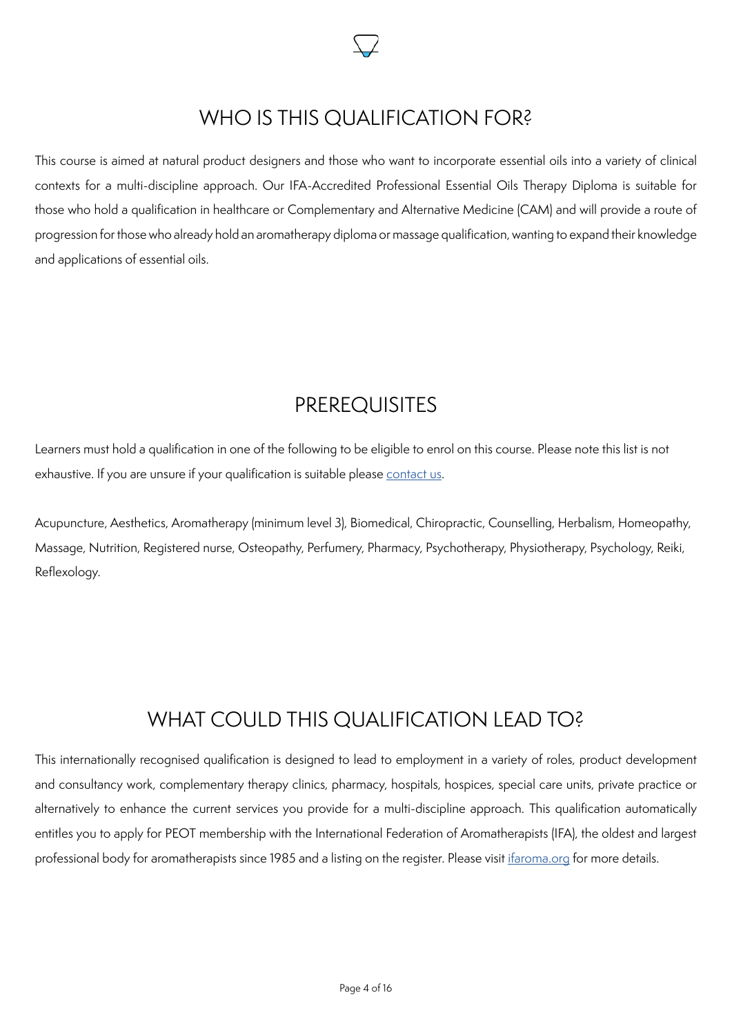## WHO IS THIS QUALIFICATION FOR?

This course is aimed at natural product designers and those who want to incorporate essential oils into a variety of clinical contexts for a multi-discipline approach. Our IFA-Accredited Professional Essential Oils Therapy Diploma is suitable for those who hold a qualification in healthcare or Complementary and Alternative Medicine (CAM) and will provide a route of progression for those who already hold an aromatherapy diploma or massage qualification, wanting to expand their knowledge and applications of essential oils.

## PREREQUISITES

Learners must hold a qualification in one of the following to be eligible to enrol on this course. Please note this list is not exhaustive. If you are unsure if your qualification is suitable please contact us.

Acupuncture, Aesthetics, Aromatherapy (minimum level 3), Biomedical, Chiropractic, Counselling, Herbalism, Homeopathy, Massage, Nutrition, Registered nurse, Osteopathy, Perfumery, Pharmacy, Psychotherapy, Physiotherapy, Psychology, Reiki, Reflexology.

## WHAT COULD THIS QUALIFICATION LEAD TO?

This internationally recognised qualification is designed to lead to employment in a variety of roles, product development and consultancy work, complementary therapy clinics, pharmacy, hospitals, hospices, special care units, private practice or alternatively to enhance the current services you provide for a multi-discipline approach. This qualification automatically entitles you to apply for PEOT membership with the International Federation of Aromatherapists (IFA), the oldest and largest professional body for aromatherapists since 1985 and a listing on the register. Please visit ifaroma.org for more details.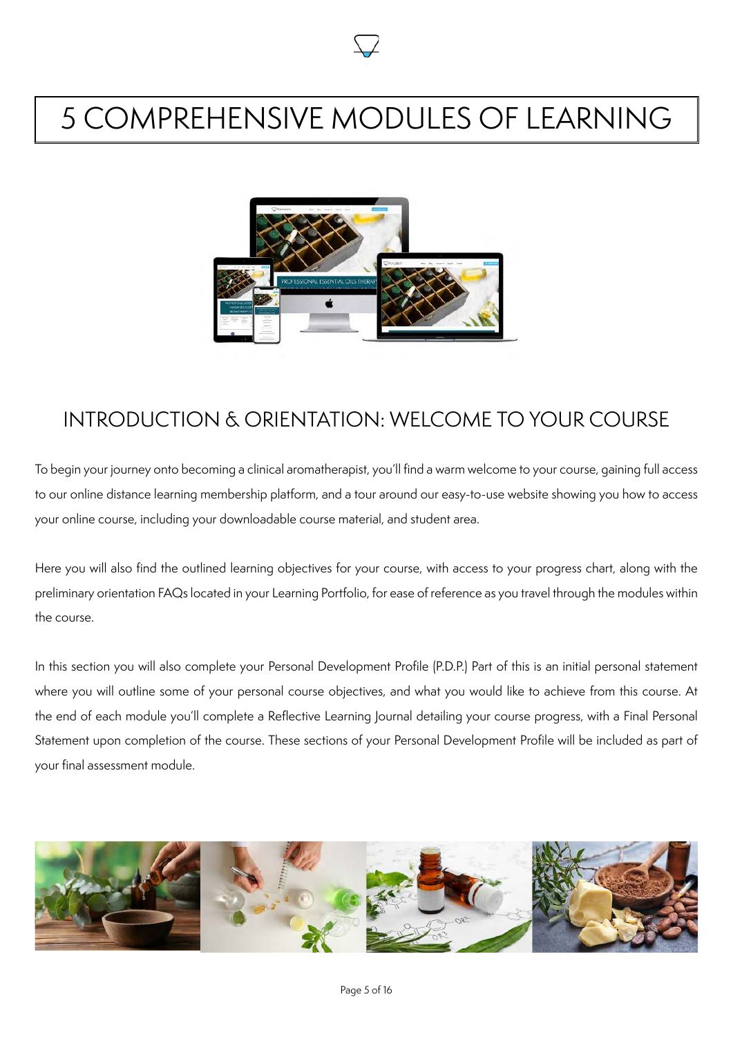# 5 COMPREHENSIVE MODULES OF LEARNING

## INTRODUCTION & ORIENTATION: WELCOME TO YOUR COURSE

To begin your journey onto becoming a clinical aromatherapist, you'll find a warm welcome to your course, gaining full access to our online distance learning membership platform, and a tour around our easy-to-use website showing you how to access your online course, including your downloadable course material, and student area.

Here you will also find the outlined learning objectives for your course, with access to your progress chart, along with the preliminary orientation FAQs located in your Learning Portfolio, for ease of reference as you travel through the modules within the course.

In this section you will also complete your Personal Development Profile (P.D.P.) Part of this is an initial personal statement where you will outline some of your personal course objectives, and what you would like to achieve from this course. At the end of each module you'll complete a Reflective Learning Journal detailing your course progress, with a Final Personal Statement upon completion of the course. These sections of your Personal Development Profile will be included as part of your final assessment module.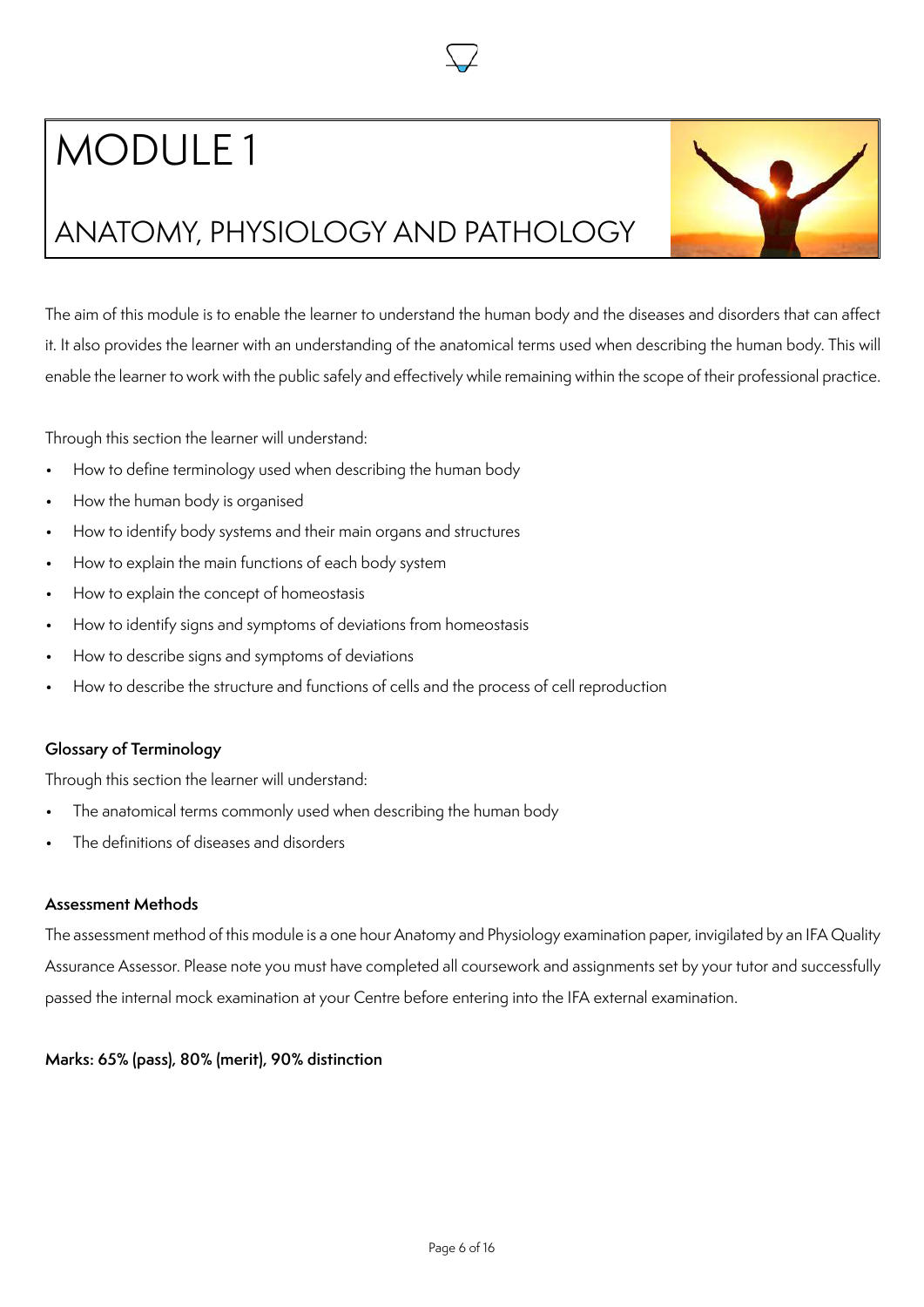# MODULE 1

## ANATOMY, PHYSIOLOGY AND PATHOLOGY

The aim of this module is to enable the learner to understand the human body and the diseases and disorders that can affect it. It also provides the learner with an understanding of the anatomical terms used when describing the human body. This will enable the learner to work with the public safely and effectively while remaining within the scope of their professional practice.

Through this section the learner will understand:

- How to define terminology used when describing the human body
- How the human body is organised
- How to identify body systems and their main organs and structures
- How to explain the main functions of each body system
- How to explain the concept of homeostasis
- How to identify signs and symptoms of deviations from homeostasis
- How to describe signs and symptoms of deviations
- How to describe the structure and functions of cells and the process of cell reproduction

**Glossary of Terminology**

Through this section the learner will understand:

- The anatomical terms commonly used when describing the human body
- The definitions of diseases and disorders

**Assessment Methods**

The assessment method of this module is a one hour Anatomy and Physiology examination paper, invigilated by an IFA Quality Assurance Assessor. Please note you must have completed all coursework and assignments set by your tutor and successfully passed the internal mock examination at your Centre before entering into the IFA external examination.

**Marks: 65% (pass), 80% (merit), 90% distinction**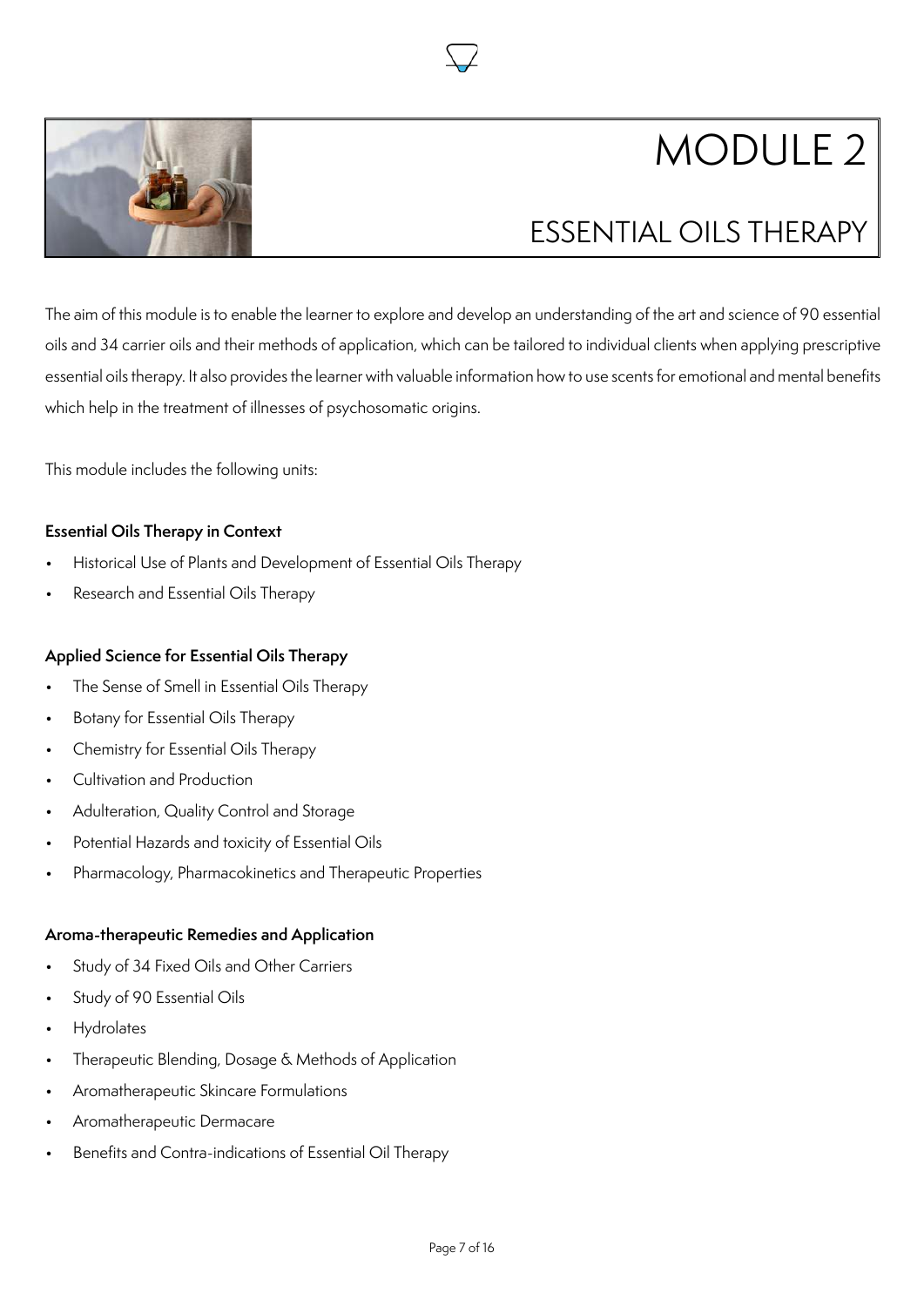# MODULE 2

## ESSENTIAL OILS THERAPY

The aim of this module is to enable the learner to explore and develop an understanding of the art and science of 90 essential oils and 34 carrier oils and their methods of application, which can be tailored to individual clients when applying prescriptive essential oils therapy. It also provides the learner with valuable information how to use scents for emotional and mental benefits which help in the treatment of illnesses of psychosomatic origins.

This module includes the following units:

**Essential Oils Therapy in Context**

- Historical Use of Plants and Development of Essential Oils Therapy
- Research and Essential Oils Therapy

**Applied Science for Essential Oils Therapy**

- The Sense of Smell in Essential Oils Therapy
- Botany for Essential Oils Therapy
- Chemistry for Essential Oils Therapy
- Cultivation and Production
- Adulteration, Quality Control and Storage
- Potential Hazards and toxicity of Essential Oils
- Pharmacology, Pharmacokinetics and Therapeutic Properties

**Aroma-therapeutic Remedies and Application**

- Study of 34 Fixed Oils and Other Carriers
- Study of 90 Essential Oils
- Hydrolates
- Therapeutic Blending, Dosage & Methods of Application
- Aromatherapeutic Skincare Formulations
- Aromatherapeutic Dermacare
- Benefits and Contra-indications of Essential Oil Therapy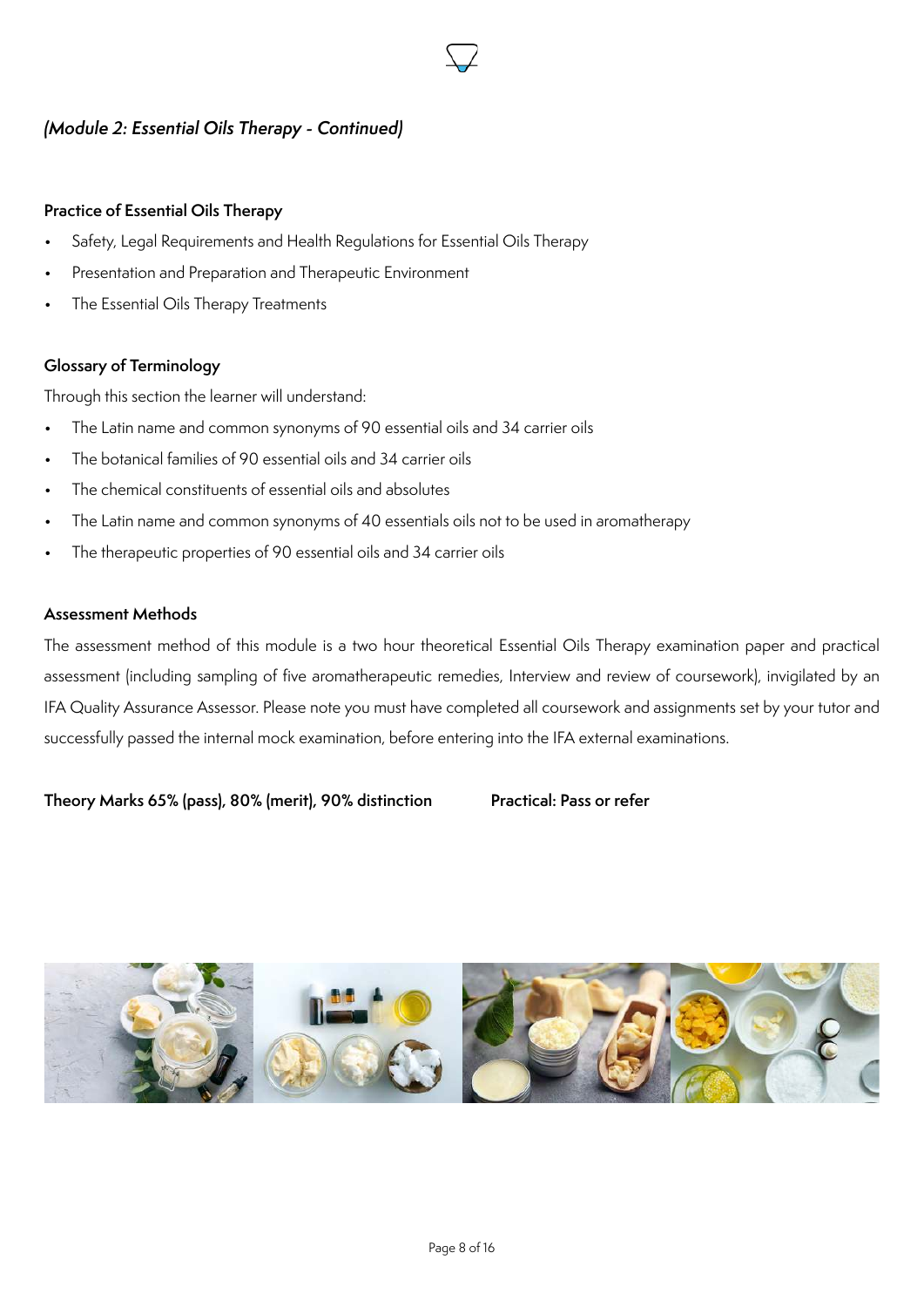*(Module 2: Essential Oils Therapy - Continued)*

**Practice of Essential Oils Therapy**

- Safety, Legal Requirements and Health Regulations for Essential Oils Therapy
- Presentation and Preparation and Therapeutic Environment
- The Essential Oils Therapy Treatments

**Glossary of Terminology**

Through this section the learner will understand:

- The Latin name and common synonyms of 90 essential oils and 34 carrier oils
- The botanical families of 90 essential oils and 34 carrier oils
- The chemical constituents of essential oils and absolutes
- The Latin name and common synonyms of 40 essentials oils not to be used in aromatherapy
- The therapeutic properties of 90 essential oils and 34 carrier oils

**Assessment Methods**

The assessment method of this module is a two hour theoretical Essential Oils Therapy examination paper and practical assessment (including sampling of five aromatherapeutic remedies, Interview and review of coursework), invigilated by an IFA Quality Assurance Assessor. Please note you must have completed all coursework and assignments set by your tutor and successfully passed the internal mock examination, before entering into the IFA external examinations.

**Theory Marks 65% (pass), 80% (merit), 90% distinction**

**Practical: Pass or refer**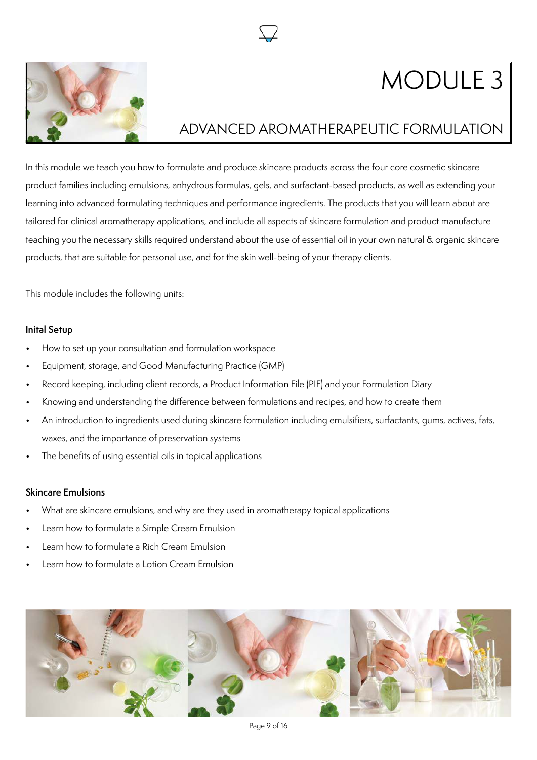# MODULE 3

## ADVANCED AROMATHERAPEUTIC FORMULATION

In this module we teach you how to formulate and produce skincare products across the four core cosmetic skincare product families including emulsions, anhydrous formulas, gels, and surfactant-based products, as well as extending your learning into advanced formulating techniques and performance ingredients. The products that you will learn about are tailored for clinical aromatherapy applications, and include all aspects of skincare formulation and product manufacture teaching you the necessary skills required understand about the use of essential oil in your own natural & organic skincare products, that are suitable for personal use, and for the skin well-being of your therapy clients.

This module includes the following units:

**Inital Setup**

- How to set up your consultation and formulation workspace
- Equipment, storage, and Good Manufacturing Practice (GMP)
- Record keeping, including client records, a Product Information File (PIF) and your Formulation Diary
- Knowing and understanding the difference between formulations and recipes, and how to create them
- An introduction to ingredients used during skincare formulation including emulsifiers, surfactants, gums, actives, fats, waxes, and the importance of preservation systems
- The benefits of using essential oils in topical applications

**Skincare Emulsions**

- What are skincare emulsions, and why are they used in aromatherapy topical applications
- Learn how to formulate a Simple Cream Emulsion
- Learn how to formulate a Rich Cream Emulsion
- Learn how to formulate a Lotion Cream Emulsion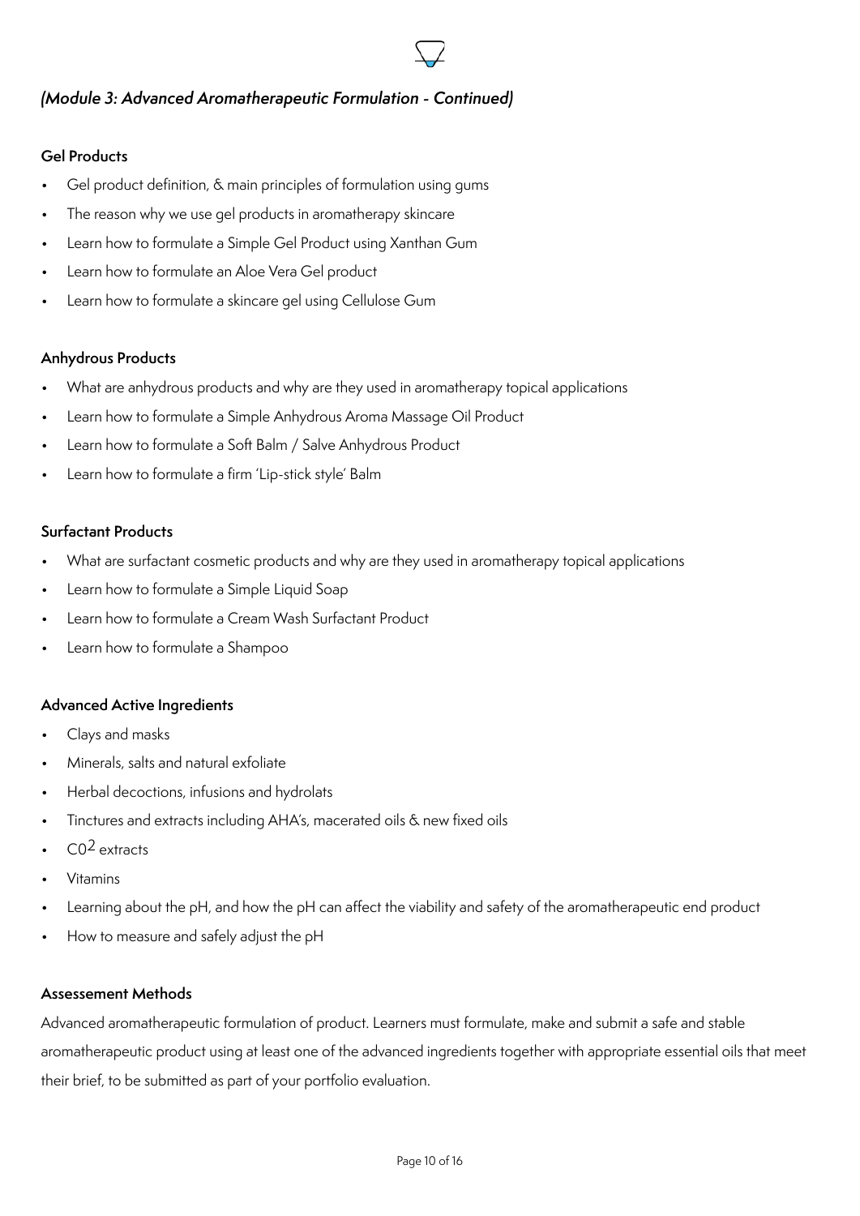*(Module 3: Advanced Aromatherapeutic Formulation - Continued)*

**Gel Products**

- Gel product definition, & main principles of formulation using gums
- The reason why we use gel products in aromatherapy skincare
- Learn how to formulate a Simple Gel Product using Xanthan Gum
- Learn how to formulate an Aloe Vera Gel product
- Learn how to formulate a skincare gel using Cellulose Gum

**Anhydrous Products**

- What are anhydrous products and why are they used in aromatherapy topical applications
- Learn how to formulate a Simple Anhydrous Aroma Massage Oil Product
- Learn how to formulate a Soft Balm / Salve Anhydrous Product
- Learn how to formulate a firm 'Lip-stick style' Balm

**Surfactant Products**

- What are surfactant cosmetic products and why are they used in aromatherapy topical applications
- Learn how to formulate a Simple Liquid Soap
- Learn how to formulate a Cream Wash Surfactant Product
- Learn how to formulate a Shampoo

**Advanced Active Ingredients**

- Clays and masks
- Minerals, salts and natural exfoliate
- Herbal decoctions, infusions and hydrolats
- Tinctures and extracts including AHA's, macerated oils & new fixed oils
- $C0^2$ extracts
- Vitamins
- Learning about the pH, and how the pH can affect the viability and safety of the aromatherapeutic end product
- How to measure and safely adjust the pH

**Assessement Methods**

Advanced aromatherapeutic formulation of product. Learners must formulate, make and submit a safe and stable aromatherapeutic product using at least one of the advanced ingredients together with appropriate essential oils that meet their brief, to be submitted as part of your portfolio evaluation.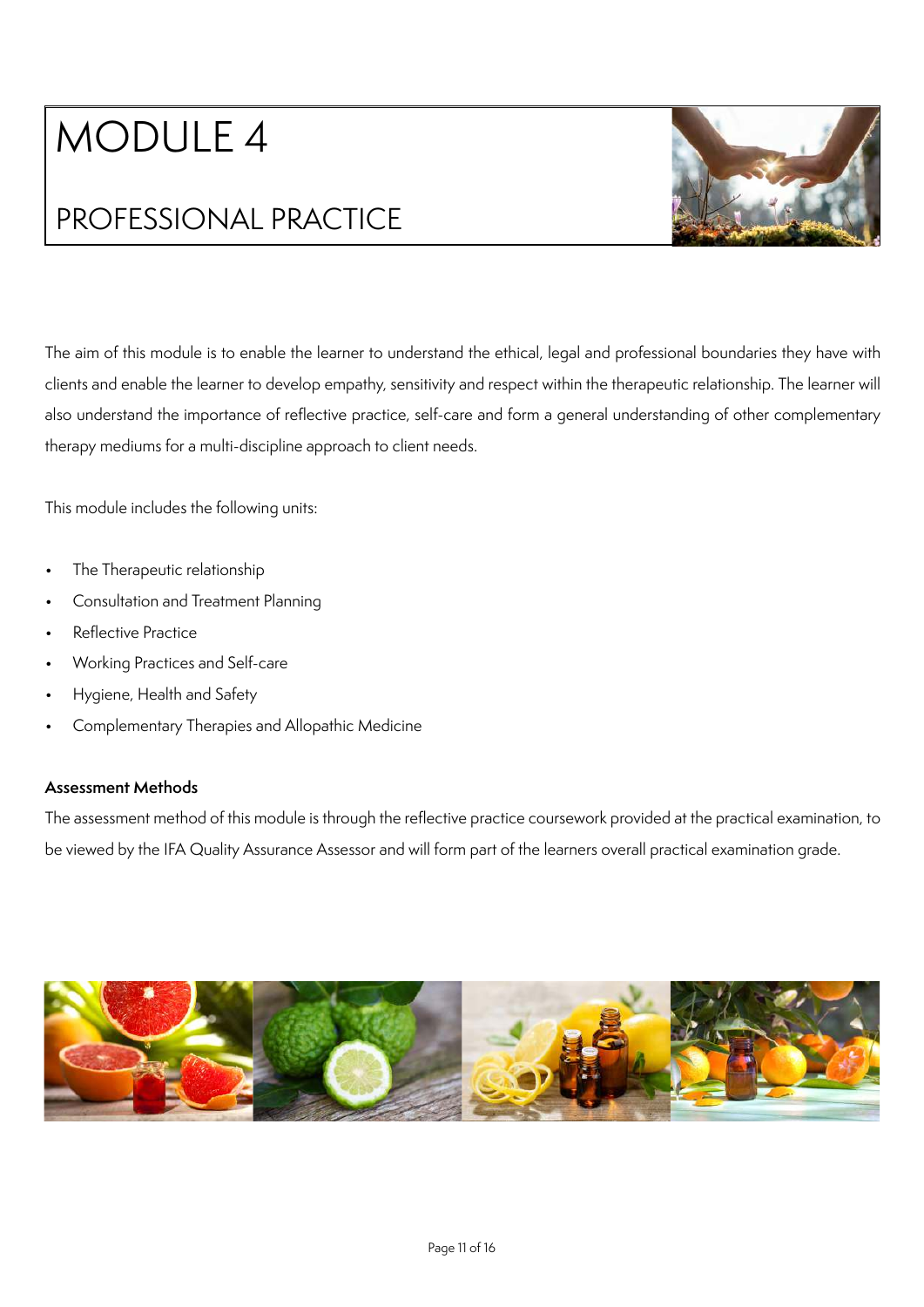# MODULE 4

## PROFESSIONAL PRACTICE

The aim of this module is to enable the learner to understand the ethical, legal and professional boundaries they have with clients and enable the learner to develop empathy, sensitivity and respect within the therapeutic relationship. The learner will also understand the importance of reflective practice, self-care and form a general understanding of other complementary therapy mediums for a multi-discipline approach to client needs.

This module includes the following units:

- The Therapeutic relationship
- Consultation and Treatment Planning
- Reflective Practice
- Working Practices and Self-care
- Hygiene, Health and Safety
- Complementary Therapies and Allopathic Medicine

**Assessment Methods**

The assessment method of this module is through the reflective practice coursework provided at the practical examination, to be viewed by the IFA Quality Assurance Assessor and will form part of the learners overall practical examination grade.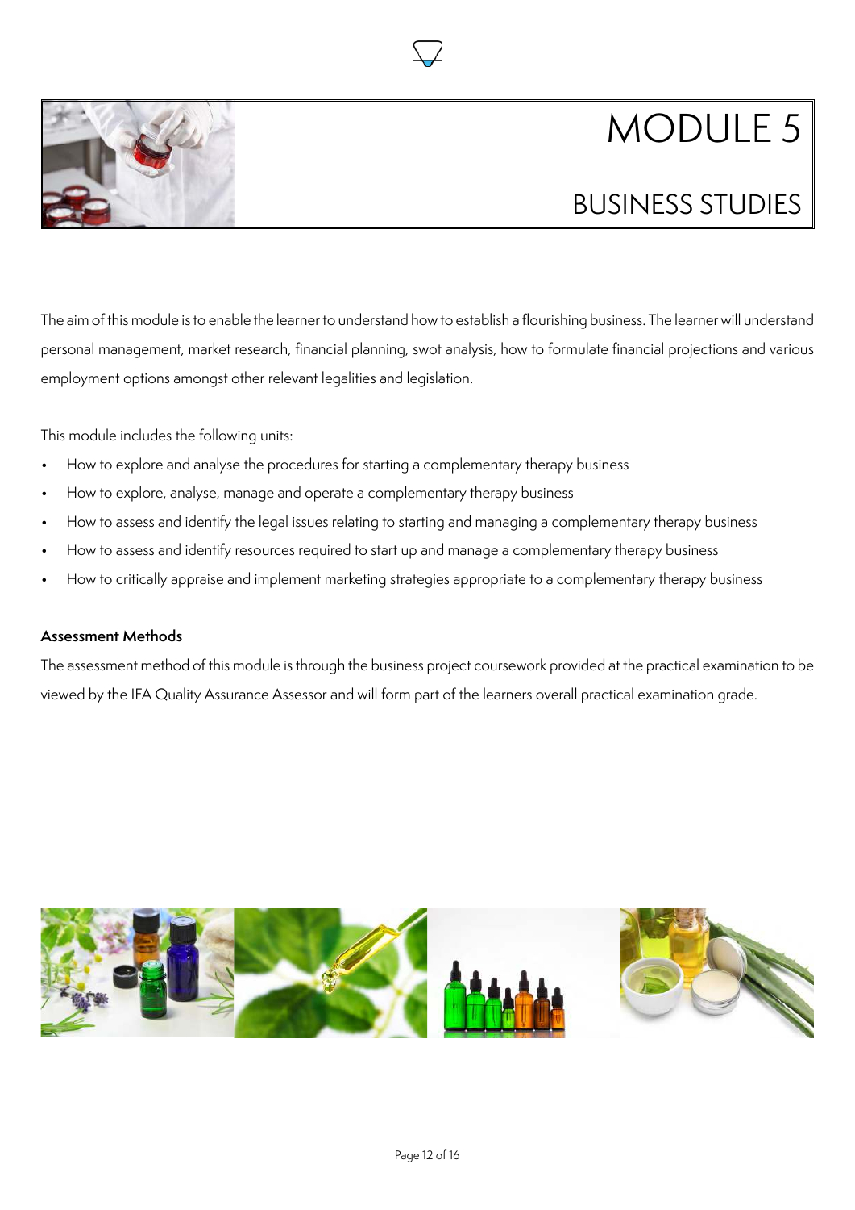# MODULE 5

## BUSINESS STUDIES

The aim of this module is to enable the learner to understand how to establish a flourishing business. The learner will understand personal management, market research, financial planning, swot analysis, how to formulate financial projections and various employment options amongst other relevant legalities and legislation.

This module includes the following units:

- How to explore and analyse the procedures for starting a complementary therapy business
- How to explore, analyse, manage and operate a complementary therapy business
- How to assess and identify the legal issues relating to starting and managing a complementary therapy business
- How to assess and identify resources required to start up and manage a complementary therapy business
- How to critically appraise and implement marketing strategies appropriate to a complementary therapy business

**Assessment Methods**

The assessment method of this module is through the business project coursework provided at the practical examination to be viewed by the IFA Quality Assurance Assessor and will form part of the learners overall practical examination grade.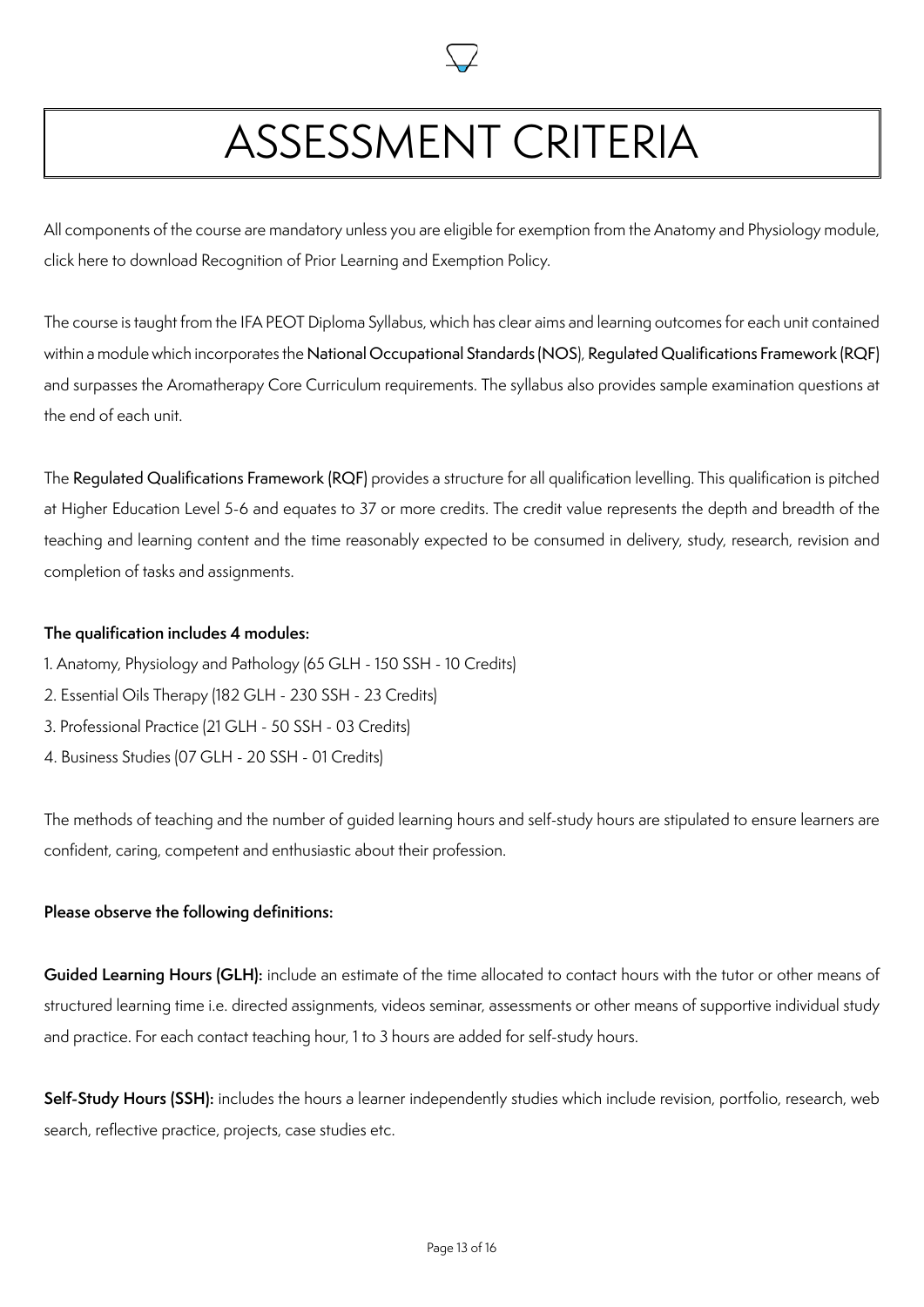# ASSESSMENT CRITERIA

All components of the course are mandatory unless you are eligible for exemption from the Anatomy and Physiology module, click here to download Recognition of Prior Learning and Exemption Policy.

The course is taught from the IFA PEOT Diploma Syllabus, which has clear aims and learning outcomes for each unit contained within a module which incorporates the **National Occupational Standards (NOS)**, **Regulated Qualifications Framework (RQF)** and surpasses the Aromatherapy Core Curriculum requirements. The syllabus also provides sample examination questions at the end of each unit.

The **Regulated Qualifications Framework (RQF)** provides a structure for all qualification levelling. This qualification is pitched at Higher Education Level 5-6 and equates to 37 or more credits. The credit value represents the depth and breadth of the teaching and learning content and the time reasonably expected to be consumed in delivery, study, research, revision and completion of tasks and assignments.

**The qualification includes 4 modules:**

1. Anatomy, Physiology and Pathology (65 GLH - 150 SSH - 10 Credits)
2. Essential Oils Therapy (182 GLH - 230 SSH - 23 Credits)
3. Professional Practice (21 GLH - 50 SSH - 03 Credits)
4. Business Studies (07 GLH - 20 SSH - 01 Credits)

The methods of teaching and the number of guided learning hours and self-study hours are stipulated to ensure learners are confident, caring, competent and enthusiastic about their profession.

**Please observe the following definitions:**

**Guided Learning Hours (GLH):** include an estimate of the time allocated to contact hours with the tutor or other means of structured learning time i.e. directed assignments, videos seminar, assessments or other means of supportive individual study and practice. For each contact teaching hour, 1 to 3 hours are added for self-study hours.

**Self-Study Hours (SSH):** includes the hours a learner independently studies which include revision, portfolio, research, web search, reflective practice, projects, case studies etc.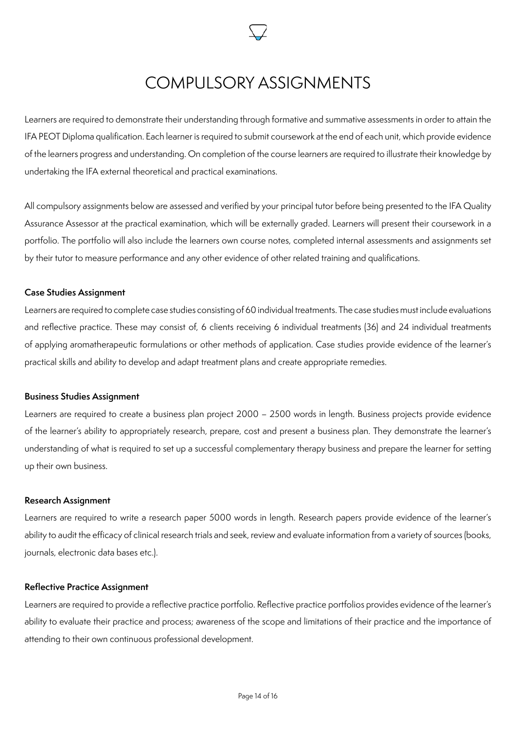# COMPULSORY ASSIGNMENTS

Learners are required to demonstrate their understanding through formative and summative assessments in order to attain the IFA PEOT Diploma qualification. Each learner is required to submit coursework at the end of each unit, which provide evidence of the learners progress and understanding. On completion of the course learners are required to illustrate their knowledge by undertaking the IFA external theoretical and practical examinations.

All compulsory assignments below are assessed and verified by your principal tutor before being presented to the IFA Quality Assurance Assessor at the practical examination, which will be externally graded. Learners will present their coursework in a portfolio. The portfolio will also include the learners own course notes, completed internal assessments and assignments set by their tutor to measure performance and any other evidence of other related training and qualifications.

**Case Studies Assignment**

Learners are required to complete case studies consisting of 60 individual treatments. The case studies must include evaluations and reflective practice. These may consist of, 6 clients receiving 6 individual treatments (36) and 24 individual treatments of applying aromatherapeutic formulations or other methods of application. Case studies provide evidence of the learner's practical skills and ability to develop and adapt treatment plans and create appropriate remedies.

**Business Studies Assignment**

Learners are required to create a business plan project 2000 – 2500 words in length. Business projects provide evidence of the learner's ability to appropriately research, prepare, cost and present a business plan. They demonstrate the learner's understanding of what is required to set up a successful complementary therapy business and prepare the learner for setting up their own business.

**Research Assignment**

Learners are required to write a research paper 5000 words in length. Research papers provide evidence of the learner's ability to audit the efficacy of clinical research trials and seek, review and evaluate information from a variety of sources (books, journals, electronic data bases etc.).

**Reflective Practice Assignment**

Learners are required to provide a reflective practice portfolio. Reflective practice portfolios provides evidence of the learner's ability to evaluate their practice and process; awareness of the scope and limitations of their practice and the importance of attending to their own continuous professional development.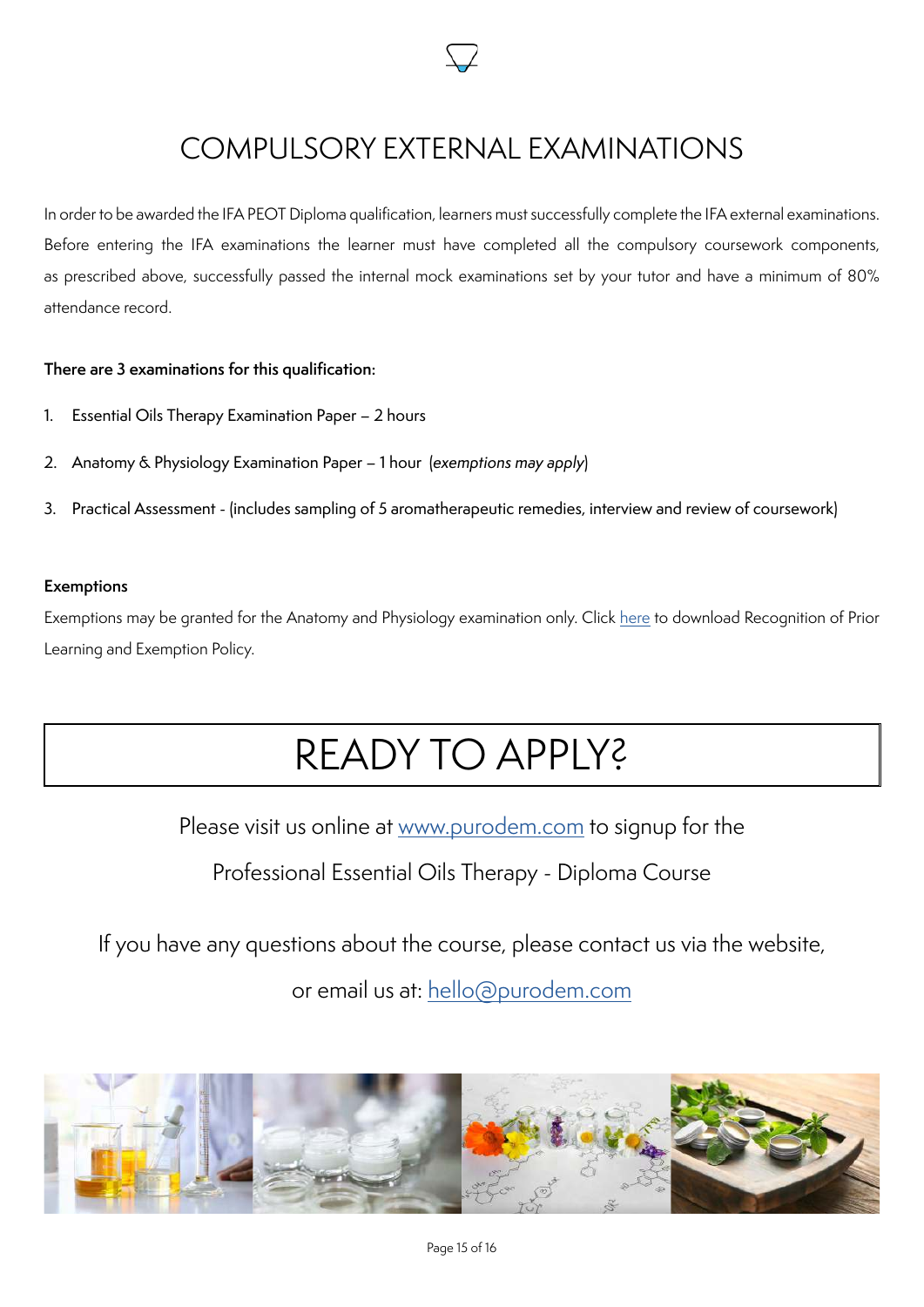# COMPULSORY EXTERNAL EXAMINATIONS

In order to be awarded the IFA PEOT Diploma qualification, learners must successfully complete the IFA external examinations. Before entering the IFA examinations the learner must have completed all the compulsory coursework components, as prescribed above, successfully passed the internal mock examinations set by your tutor and have a minimum of 80% attendance record.

**There are 3 examinations for this qualification:**

1. Essential Oils Therapy Examination Paper – 2 hours
2. Anatomy & Physiology Examination Paper – 1 hour (*exemptions may apply*)
3. Practical Assessment - (includes sampling of 5 aromatherapeutic remedies, interview and review of coursework)

**Exemptions**

Exemptions may be granted for the Anatomy and Physiology examination only. Click here to download Recognition of Prior Learning and Exemption Policy.

# READY TO APPLY?

Please visit us online at www.purodem.com to signup for the Professional Essential Oils Therapy - Diploma Course

If you have any questions about the course, please contact us via the website, or email us at: hello@purodem.com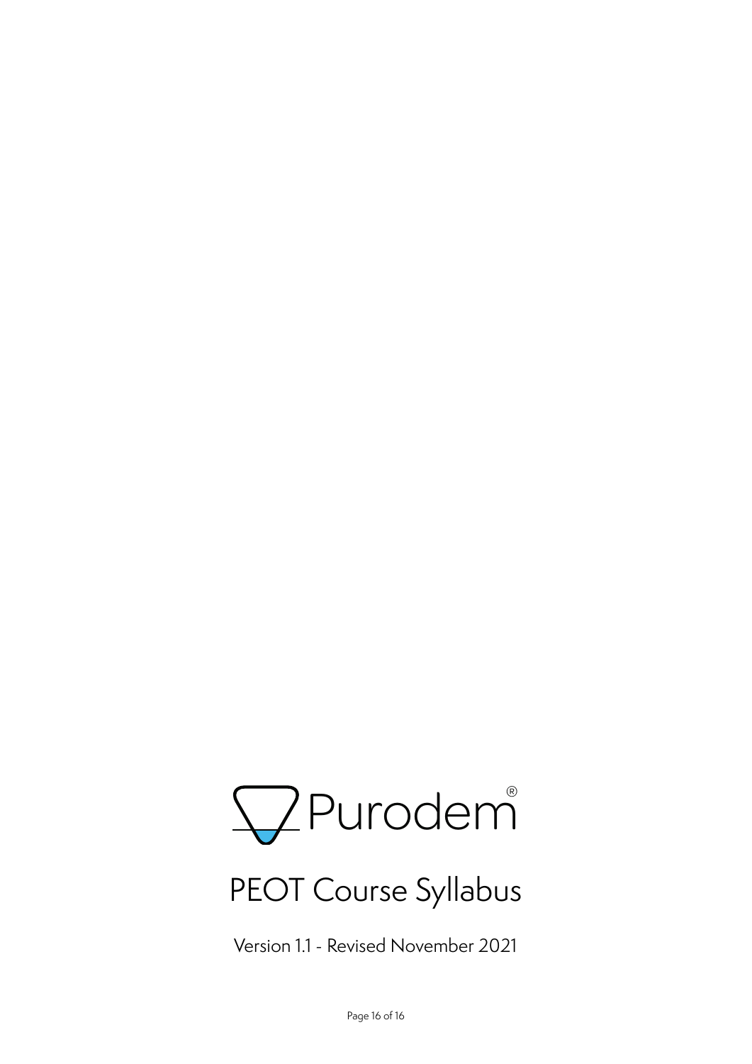Purodem®

# PEOT Course Syllabus

Version 1.1 - Revised November 2021